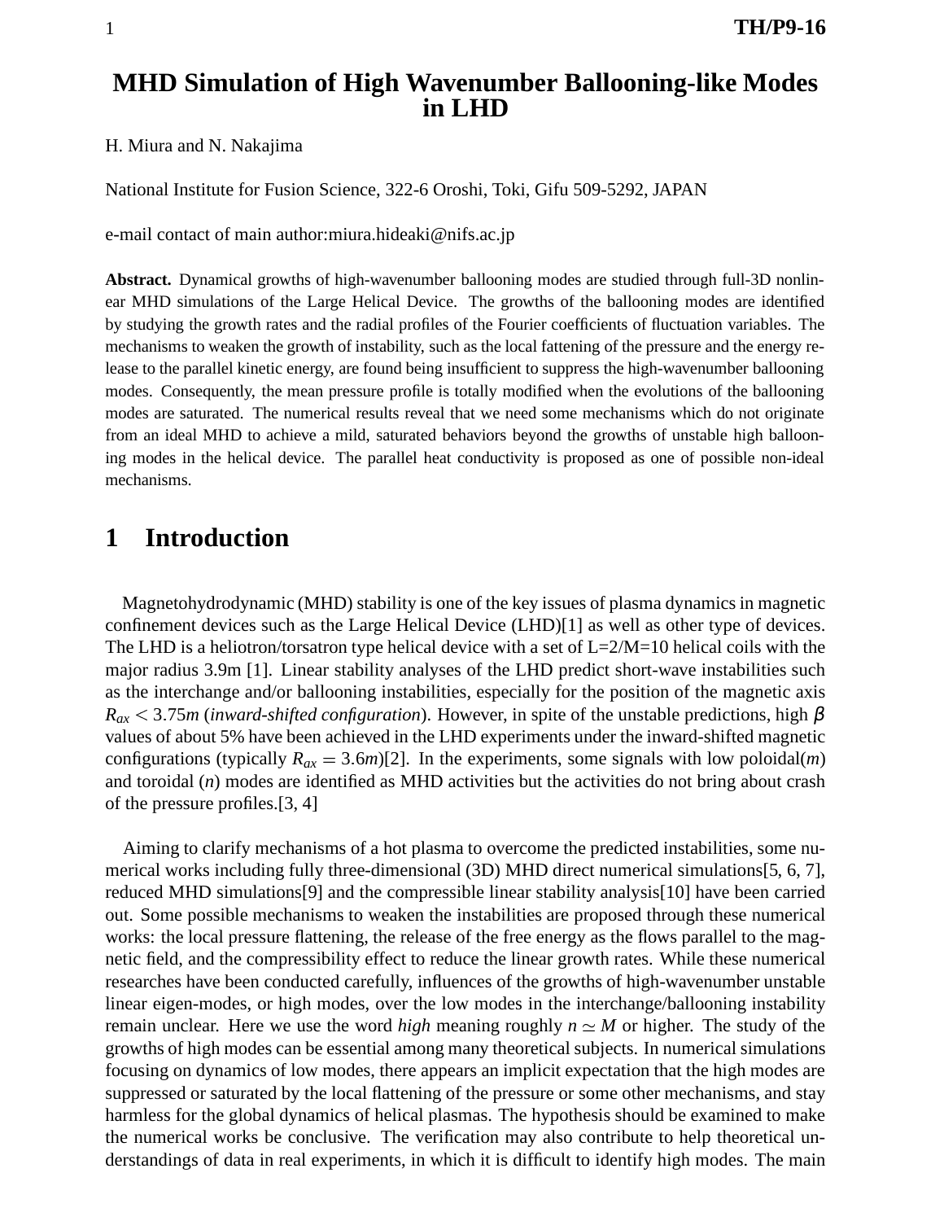# MHD Simulation of High Wavenumber Ballooning-like Modes in LHD

H. Miura and N. Nakajima

National Institute for Fusion Science, 322-6 Oroshi, Toki, Gifu 509-5292, JAPAN

e-mail contact of main author:miura.hideaki@nifs.ac.jp

**Abstract.** Dynamical growths of high-wavenumber ballooning modes are studied through full-3D nonlinear MHD simulations of the Large Helical Device. The growths of the ballooning modes are identified by studying the growth rates and the radial profiles of the Fourier coefficients of fluctuation variables. The mechanisms to weaken the growth of instability, such as the local fattening of the pressure and the energy release to the parallel kinetic energy, are found being insufficient to suppress the high-wavenumber ballooning modes. Consequently, the mean pressure profile is totally modified when the evolutions of the ballooning modes are saturated. The numerical results reveal that we need some mechanisms which do not originate from an ideal MHD to achieve a mild, saturated behaviors beyond the growths of unstable high ballooning modes in the helical device. The parallel heat conductivity is proposed as one of possible non-ideal mechanisms.

## 1 Introduction

Magnetohydrodynamic (MHD) stability is one of the key issues of plasma dynamics in magnetic confinement devices such as the Large Helical Device (LHD)[1] as well as other type of devices. The LHD is a heliotron/torsatron type helical device with a set of L=2/M=10 helical coils with the major radius 3.9m [1]. Linear stability analyses of the LHD predict short-wave instabilities such as the interchange and/or ballooning instabilities, especially for the position of the magnetic axis $R_{ax} < 3.75m$ (*inward-shifted configuration*). However, in spite of the unstable predictions, high $\beta$ values of about 5% have been achieved in the LHD experiments under the inward-shifted magnetic configurations (typically $R_{ax} = 3.6m$)[2]. In the experiments, some signals with low poloidal($m$) and toroidal ($n$) modes are identified as MHD activities but the activities do not bring about crash of the pressure profiles.[3, 4]

Aiming to clarify mechanisms of a hot plasma to overcome the predicted instabilities, some numerical works including fully three-dimensional (3D) MHD direct numerical simulations[5, 6, 7], reduced MHD simulations[9] and the compressible linear stability analysis[10] have been carried out. Some possible mechanisms to weaken the instabilities are proposed through these numerical works: the local pressure flattening, the release of the free energy as the flows parallel to the magnetic field, and the compressibility effect to reduce the linear growth rates. While these numerical researches have been conducted carefully, influences of the growths of high-wavenumber unstable linear eigen-modes, or high modes, over the low modes in the interchange/ballooning instability remain unclear. Here we use the word *high* meaning roughly $n \simeq M$ or higher. The study of the growths of high modes can be essential among many theoretical subjects. In numerical simulations focusing on dynamics of low modes, there appears an implicit expectation that the high modes are suppressed or saturated by the local flattening of the pressure or some other mechanisms, and stay harmless for the global dynamics of helical plasmas. The hypothesis should be examined to make the numerical works be conclusive. The verification may also contribute to help theoretical understandings of data in real experiments, in which it is difficult to identify high modes. The main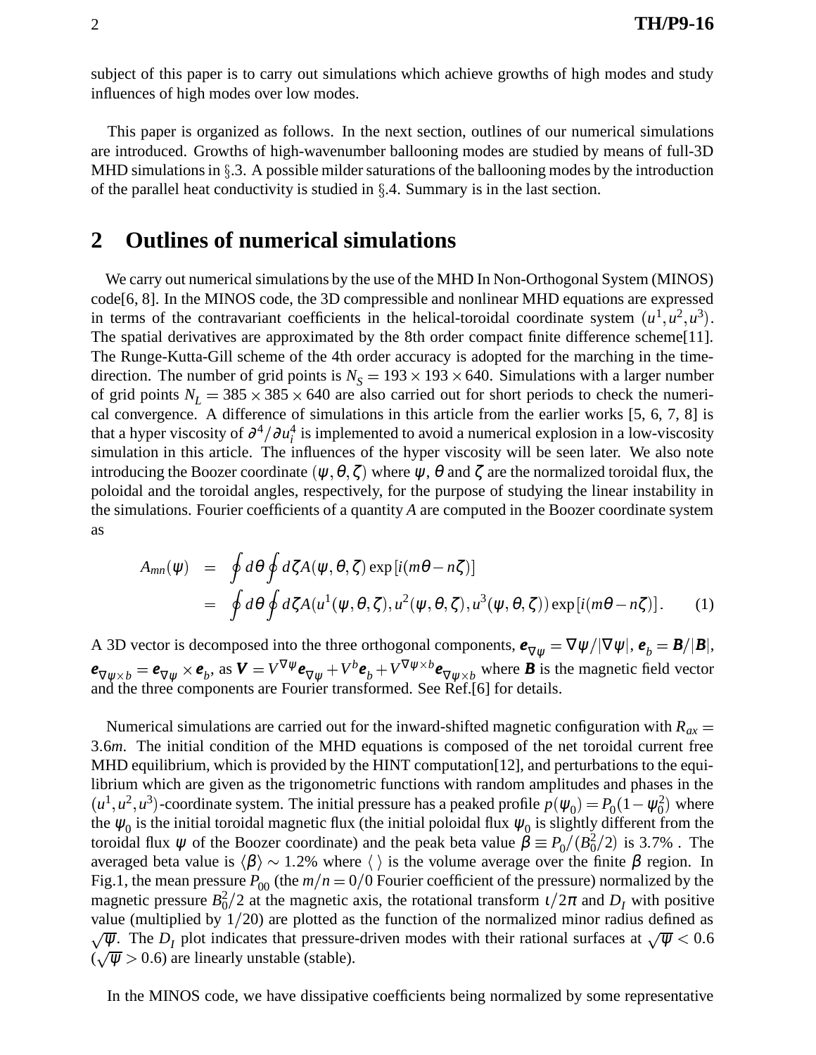subject of this paper is to carry out simulations which achieve growths of high modes and study influences of high modes over low modes.

This paper is organized as follows. In the next section, outlines of our numerical simulations are introduced. Growths of high-wavenumber ballooning modes are studied by means of full-3D MHD simulations in §.3. A possible milder saturations of the ballooning modes by the introduction of the parallel heat conductivity is studied in §.4. Summary is in the last section.

## 2 Outlines of numerical simulations

We carry out numerical simulations by the use of the MHD In Non-Orthogonal System (MINOS) code[6, 8]. In the MINOS code, the 3D compressible and nonlinear MHD equations are expressed in terms of the contravariant coefficients in the helical-toroidal coordinate system $(u^1, u^2, u^3)$. The spatial derivatives are approximated by the 8th order compact finite difference scheme[11]. The Runge-Kutta-Gill scheme of the 4th order accuracy is adopted for the marching in the time-direction. The number of grid points is $N_S = 193 \times 193 \times 640$. Simulations with a larger number of grid points $N_L = 385 \times 385 \times 640$ are also carried out for short periods to check the numerical convergence. A difference of simulations in this article from the earlier works [5, 6, 7, 8] is that a hyper viscosity of $\partial^4/\partial u_i^4$ is implemented to avoid a numerical explosion in a low-viscosity simulation in this article. The influences of the hyper viscosity will be seen later. We also note introducing the Boozer coordinate $(\psi, \theta, \zeta)$ where $\psi$, $\theta$ and $\zeta$ are the normalized toroidal flux, the poloidal and the toroidal angles, respectively, for the purpose of studying the linear instability in the simulations. Fourier coefficients of a quantity $A$ are computed in the Boozer coordinate system as

$$
\begin{aligned}
A_{mn}(\psi) &= \oint d\theta \oint d\zeta A(\psi, \theta, \zeta) \exp[i(m\theta - n\zeta)] \\
&= \oint d\theta \oint d\zeta A(u^1(\psi, \theta, \zeta), u^2(\psi, \theta, \zeta), u^3(\psi, \theta, \zeta)) \exp[i(m\theta - n\zeta)]. \qquad (1)
\end{aligned}
$$

A 3D vector is decomposed into the three orthogonal components, $\boldsymbol{e}_{\nabla\psi} = \nabla\psi/|\nabla\psi|$, $\boldsymbol{e}_b = \boldsymbol{B}/|\boldsymbol{B}|$, $\boldsymbol{e}_{\nabla\psi\times b} = \boldsymbol{e}_{\nabla\psi} \times \boldsymbol{e}_b$, as $\boldsymbol{V} = V^{\nabla\psi}\boldsymbol{e}_{\nabla\psi} + V^b\boldsymbol{e}_b + V^{\nabla\psi\times b}\boldsymbol{e}_{\nabla\psi\times b}$ where $\boldsymbol{B}$ is the magnetic field vector and the three components are Fourier transformed. See Ref.[6] for details.

Numerical simulations are carried out for the inward-shifted magnetic configuration with $R_{ax} = 3.6m$. The initial condition of the MHD equations is composed of the net toroidal current free MHD equilibrium, which is provided by the HINT computation[12], and perturbations to the equilibrium which are given as the trigonometric functions with random amplitudes and phases in the $(u^1, u^2, u^3)$-coordinate system. The initial pressure has a peaked profile $p(\psi_0) = P_0(1 - \psi_0^2)$ where the $\psi_0$ is the initial toroidal magnetic flux (the initial poloidal flux $\psi_0$ is slightly different from the toroidal flux $\psi$ of the Boozer coordinate) and the peak beta value $\beta \equiv P_0/(B_0^2/2)$ is 3.7% . The averaged beta value is $\langle\beta\rangle \sim 1.2\%$ where $\langle\ \rangle$ is the volume average over the finite $\beta$ region. In Fig.1, the mean pressure $P_{00}$ (the $m/n = 0/0$ Fourier coefficient of the pressure) normalized by the magnetic pressure $B_0^2/2$ at the magnetic axis, the rotational transform $\iota/2\pi$ and $D_I$ with positive value (multiplied by $1/20$) are plotted as the function of the normalized minor radius defined as $\sqrt{\psi}$. The $D_I$ plot indicates that pressure-driven modes with their rational surfaces at $\sqrt{\psi} < 0.6$ ($\sqrt{\psi} > 0.6$) are linearly unstable (stable).

In the MINOS code, we have dissipative coefficients being normalized by some representative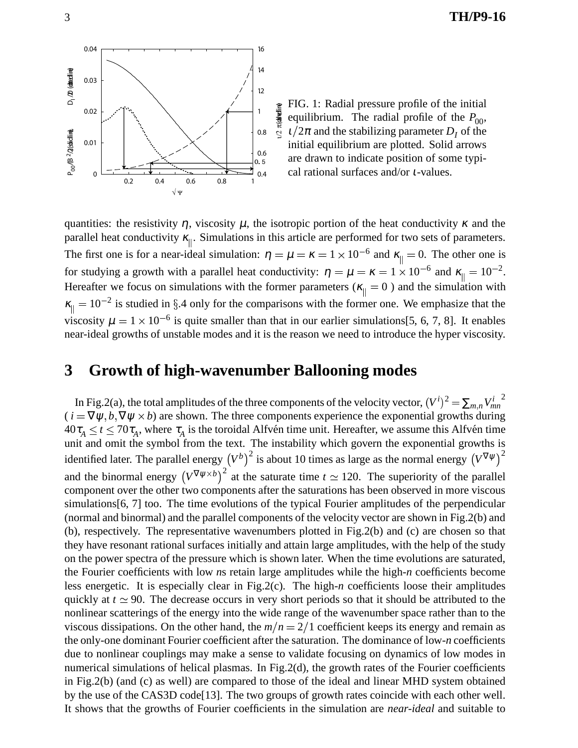FIG. 1: Radial pressure profile of the initial equilibrium. The radial profile of the $P_{00}$, $\iota/2\pi$ and the stabilizing parameter $D_I$ of the initial equilibrium are plotted. Solid arrows are drawn to indicate position of some typical rational surfaces and/or $\iota$-values.

quantities: the resistivity $\eta$, viscosity $\mu$, the isotropic portion of the heat conductivity $\kappa$ and the parallel heat conductivity $\kappa_{\parallel}$. Simulations in this article are performed for two sets of parameters. The first one is for a near-ideal simulation: $\eta = \mu = \kappa = 1\times10^{-6}$ and $\kappa_{\parallel} = 0$. The other one is for studying a growth with a parallel heat conductivity: $\eta = \mu = \kappa = 1\times10^{-6}$ and $\kappa_{\parallel} = 10^{-2}$. Hereafter we focus on simulations with the former parameters ($\kappa_{\parallel} = 0$ ) and the simulation with $\kappa_{\parallel} = 10^{-2}$ is studied in §.4 only for the comparisons with the former one. We emphasize that the viscosity $\mu = 1\times10^{-6}$ is quite smaller than that in our earlier simulations[5, 6, 7, 8]. It enables near-ideal growths of unstable modes and it is the reason we need to introduce the hyper viscosity.

# 3 Growth of high-wavenumber Ballooning modes

In Fig.2(a), the total amplitudes of the three components of the velocity vector, $(V^i)^2 = \sum_{m,n} {V^i_{mn}}^2$ ( $i = \nabla\psi, b, \nabla\psi\times b$) are shown. The three components experience the exponential growths during $40\tau_A \le t \le 70\tau_A$, where $\tau_A$ is the toroidal Alfvén time unit. Hereafter, we assume this Alfvén time unit and omit the symbol from the text. The instability which govern the exponential growths is identified later. The parallel energy $\left(V^b\right)^2$ is about 10 times as large as the normal energy $\left(V^{\nabla\psi}\right)^2$ and the binormal energy $\left(V^{\nabla\psi\times b}\right)^2$ at the saturate time $t \simeq 120$. The superiority of the parallel component over the other two components after the saturations has been observed in more viscous simulations[6, 7] too. The time evolutions of the typical Fourier amplitudes of the perpendicular (normal and binormal) and the parallel components of the velocity vector are shown in Fig.2(b) and (b), respectively. The representative wavenumbers plotted in Fig.2(b) and (c) are chosen so that they have resonant rational surfaces initially and attain large amplitudes, with the help of the study on the power spectra of the pressure which is shown later. When the time evolutions are saturated, the Fourier coefficients with low $n$s retain large amplitudes while the high-$n$ coefficients become less energetic. It is especially clear in Fig.2(c). The high-$n$ coefficients loose their amplitudes quickly at $t \simeq 90$. The decrease occurs in very short periods so that it should be attributed to the nonlinear scatterings of the energy into the wide range of the wavenumber space rather than to the viscous dissipations. On the other hand, the $m/n = 2/1$ coefficient keeps its energy and remain as the only-one dominant Fourier coefficient after the saturation. The dominance of low-$n$ coefficients due to nonlinear couplings may make a sense to validate focusing on dynamics of low modes in numerical simulations of helical plasmas. In Fig.2(d), the growth rates of the Fourier coefficients in Fig.2(b) (and (c) as well) are compared to those of the ideal and linear MHD system obtained by the use of the CAS3D code[13]. The two groups of growth rates coincide with each other well. It shows that the growths of Fourier coefficients in the simulation are *near-ideal* and suitable to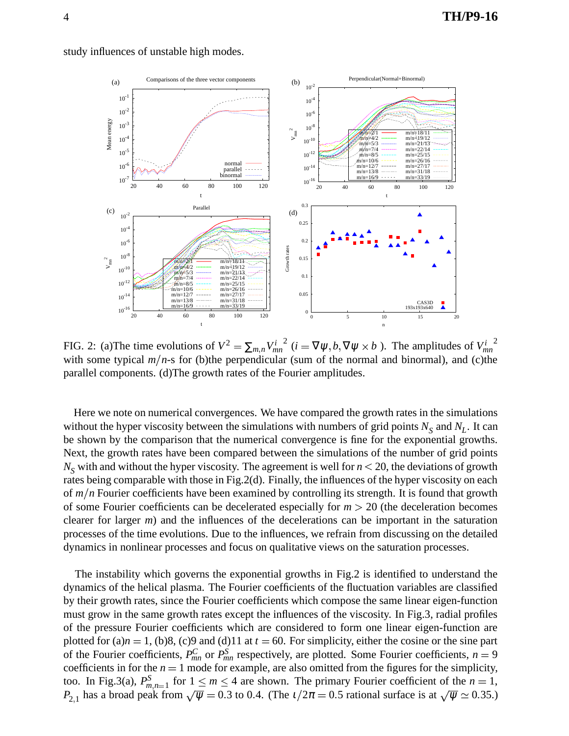study influences of unstable high modes.

FIG. 2: (a)The time evolutions of $V^2 = \sum_{m,n} {V^i_{mn}}^2$ ($i = \nabla\psi, b, \nabla\psi \times b$ ). The amplitudes of ${V^i_{mn}}^2$ with some typical $m/n$-s for (b)the perpendicular (sum of the normal and binormal), and (c)the parallel components. (d)The growth rates of the Fourier amplitudes.

Here we note on numerical convergences. We have compared the growth rates in the simulations without the hyper viscosity between the simulations with numbers of grid points $N_S$ and $N_L$. It can be shown by the comparison that the numerical convergence is fine for the exponential growths. Next, the growth rates have been compared between the simulations of the number of grid points $N_S$ with and without the hyper viscosity. The agreement is well for $n < 20$, the deviations of growth rates being comparable with those in Fig.2(d). Finally, the influences of the hyper viscosity on each of $m/n$ Fourier coefficients have been examined by controlling its strength. It is found that growth of some Fourier coefficients can be decelerated especially for $m > 20$ (the deceleration becomes clearer for larger $m$) and the influences of the decelerations can be important in the saturation processes of the time evolutions. Due to the influences, we refrain from discussing on the detailed dynamics in nonlinear processes and focus on qualitative views on the saturation processes.

The instability which governs the exponential growths in Fig.2 is identified to understand the dynamics of the helical plasma. The Fourier coefficients of the fluctuation variables are classified by their growth rates, since the Fourier coefficients which compose the same linear eigen-function must grow in the same growth rates except the influences of the viscosity. In Fig.3, radial profiles of the pressure Fourier coefficients which are considered to form one linear eigen-function are plotted for (a)$n = 1$, (b)8, (c)9 and (d)11 at $t = 60$. For simplicity, either the cosine or the sine part of the Fourier coefficients, $P^C_{mn}$ or $P^S_{mn}$ respectively, are plotted. Some Fourier coefficients, $n = 9$ coefficients in for the $n = 1$ mode for example, are also omitted from the figures for the simplicity, too. In Fig.3(a), $P^S_{m,n=1}$ for $1 \le m \le 4$ are shown. The primary Fourier coefficient of the $n = 1$, $P_{2,1}$ has a broad peak from $\sqrt{\psi} = 0.3$ to 0.4. (The $\iota/2\pi = 0.5$ rational surface is at $\sqrt{\psi} \simeq 0.35$.)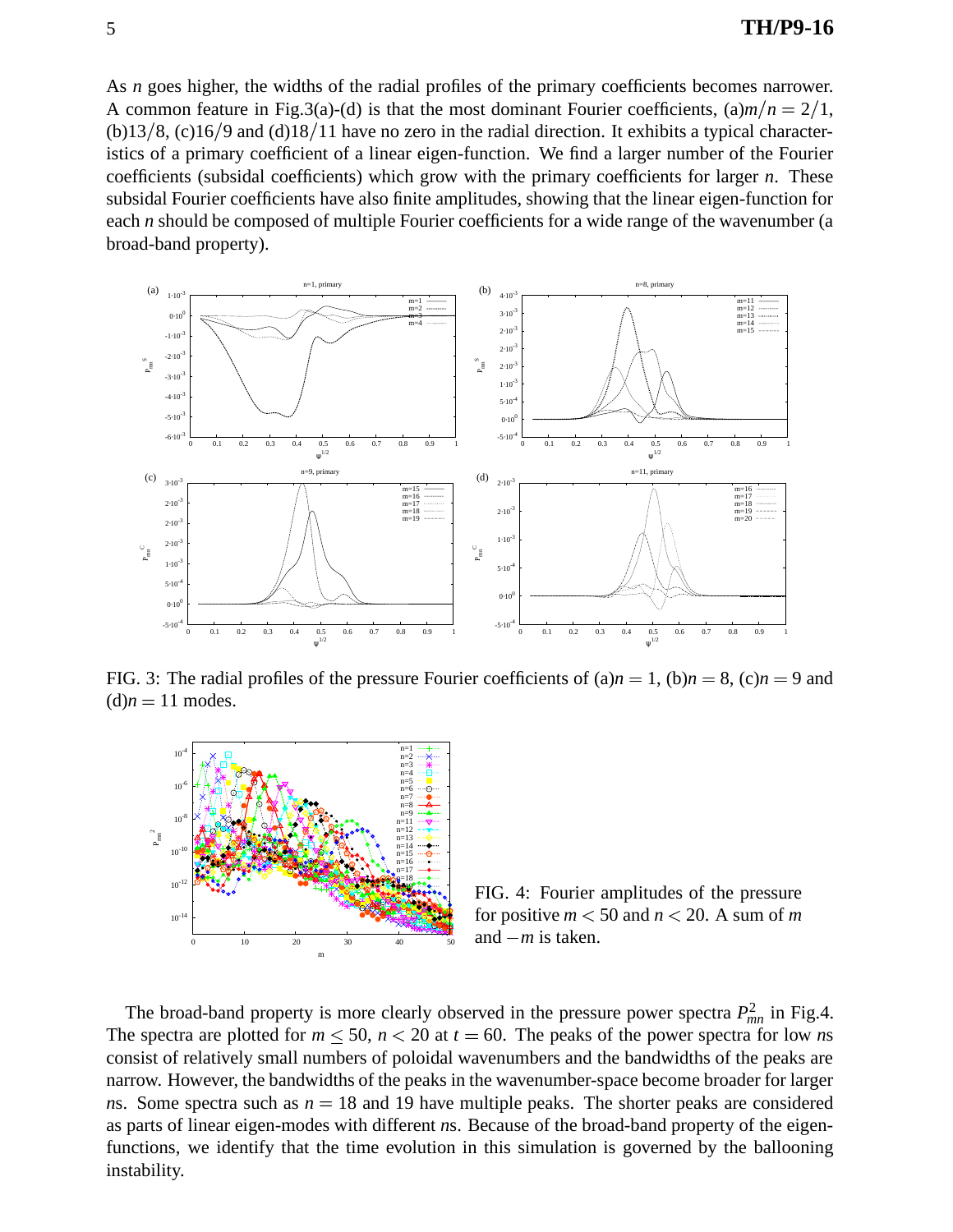As $n$ goes higher, the widths of the radial profiles of the primary coefficients becomes narrower. A common feature in Fig.3(a)-(d) is that the most dominant Fourier coefficients, (a)$m/n = 2/1$, (b)$13/8$, (c)$16/9$ and (d)$18/11$ have no zero in the radial direction. It exhibits a typical characteristics of a primary coefficient of a linear eigen-function. We find a larger number of the Fourier coefficients (subsidal coefficients) which grow with the primary coefficients for larger $n$. These subsidal Fourier coefficients have also finite amplitudes, showing that the linear eigen-function for each $n$ should be composed of multiple Fourier coefficients for a wide range of the wavenumber (a broad-band property).

FIG. 3: The radial profiles of the pressure Fourier coefficients of (a)$n = 1$, (b)$n = 8$, (c)$n = 9$ and (d)$n = 11$ modes.

FIG. 4: Fourier amplitudes of the pressure for positive $m < 50$ and $n < 20$. A sum of $m$ and $-m$ is taken.

The broad-band property is more clearly observed in the pressure power spectra $P_{mn}^2$ in Fig.4. The spectra are plotted for $m \leq 50$, $n < 20$ at $t = 60$. The peaks of the power spectra for low $n$s consist of relatively small numbers of poloidal wavenumbers and the bandwidths of the peaks are narrow. However, the bandwidths of the peaks in the wavenumber-space become broader for larger $n$s. Some spectra such as $n = 18$ and 19 have multiple peaks. The shorter peaks are considered as parts of linear eigen-modes with different $n$s. Because of the broad-band property of the eigen-functions, we identify that the time evolution in this simulation is governed by the ballooning instability.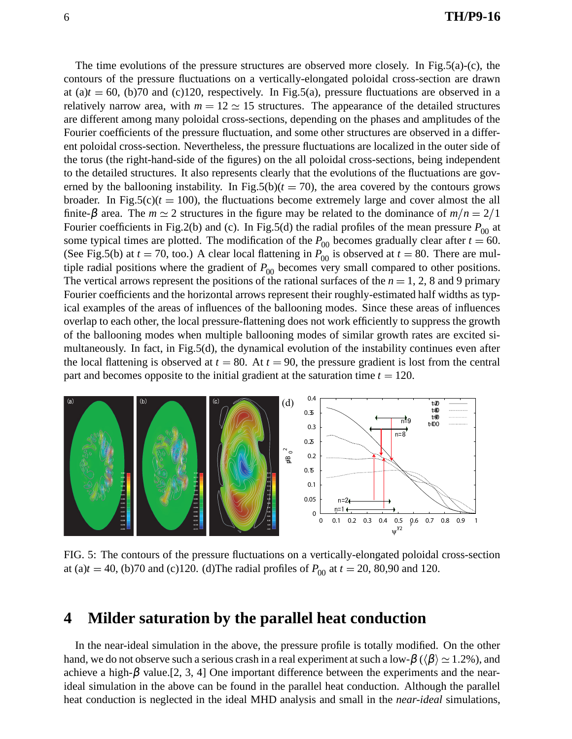The time evolutions of the pressure structures are observed more closely. In Fig.5(a)-(c), the contours of the pressure fluctuations on a vertically-elongated poloidal cross-section are drawn at (a)$t = 60$, (b)70 and (c)120, respectively. In Fig.5(a), pressure fluctuations are observed in a relatively narrow area, with $m = 12 \simeq 15$ structures. The appearance of the detailed structures are different among many poloidal cross-sections, depending on the phases and amplitudes of the Fourier coefficients of the pressure fluctuation, and some other structures are observed in a different poloidal cross-section. Nevertheless, the pressure fluctuations are localized in the outer side of the torus (the right-hand-side of the figures) on the all poloidal cross-sections, being independent to the detailed structures. It also represents clearly that the evolutions of the fluctuations are governed by the ballooning instability. In Fig.5(b)($t = 70$), the area covered by the contours grows broader. In Fig.5(c)($t = 100$), the fluctuations become extremely large and cover almost the all finite-$\beta$ area. The $m \simeq 2$ structures in the figure may be related to the dominance of $m/n = 2/1$ Fourier coefficients in Fig.2(b) and (c). In Fig.5(d) the radial profiles of the mean pressure $P_{00}$ at some typical times are plotted. The modification of the $P_{00}$ becomes gradually clear after $t = 60$. (See Fig.5(b) at $t = 70$, too.) A clear local flattening in $P_{00}$ is observed at $t = 80$. There are multiple radial positions where the gradient of $P_{00}$ becomes very small compared to other positions. The vertical arrows represent the positions of the rational surfaces of the $n = 1$, 2, 8 and 9 primary Fourier coefficients and the horizontal arrows represent their roughly-estimated half widths as typical examples of the areas of influences of the ballooning modes. Since these areas of influences overlap to each other, the local pressure-flattening does not work efficiently to suppress the growth of the ballooning modes when multiple ballooning modes of similar growth rates are excited simultaneously. In fact, in Fig.5(d), the dynamical evolution of the instability continues even after the local flattening is observed at $t = 80$. At $t = 90$, the pressure gradient is lost from the central part and becomes opposite to the initial gradient at the saturation time $t = 120$.

FIG. 5: The contours of the pressure fluctuations on a vertically-elongated poloidal cross-section at (a)$t = 40$, (b)70 and (c)120. (d)The radial profiles of $P_{00}$ at $t = 20$, 80,90 and 120.

## 4 Milder saturation by the parallel heat conduction

In the near-ideal simulation in the above, the pressure profile is totally modified. On the other hand, we do not observe such a serious crash in a real experiment at such a low-$\beta$ ($\langle\beta\rangle \simeq 1.2\%$), and achieve a high-$\beta$ value.[2, 3, 4] One important difference between the experiments and the near-ideal simulation in the above can be found in the parallel heat conduction. Although the parallel heat conduction is neglected in the ideal MHD analysis and small in the *near-ideal* simulations,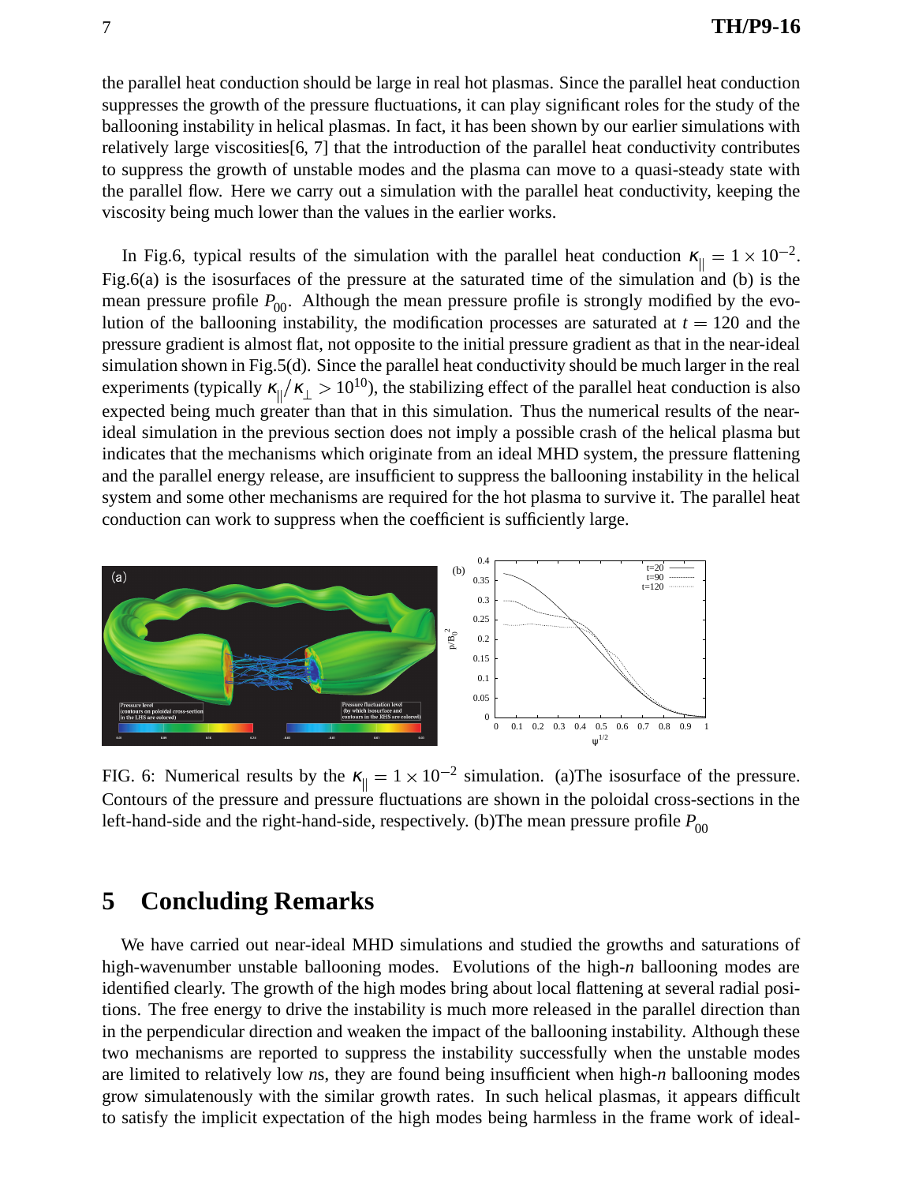the parallel heat conduction should be large in real hot plasmas. Since the parallel heat conduction suppresses the growth of the pressure fluctuations, it can play significant roles for the study of the ballooning instability in helical plasmas. In fact, it has been shown by our earlier simulations with relatively large viscosities[6, 7] that the introduction of the parallel heat conductivity contributes to suppress the growth of unstable modes and the plasma can move to a quasi-steady state with the parallel flow. Here we carry out a simulation with the parallel heat conductivity, keeping the viscosity being much lower than the values in the earlier works.

In Fig.6, typical results of the simulation with the parallel heat conduction $\kappa_{\parallel} = 1 \times 10^{-2}$. Fig.6(a) is the isosurfaces of the pressure at the saturated time of the simulation and (b) is the mean pressure profile $P_{00}$. Although the mean pressure profile is strongly modified by the evolution of the ballooning instability, the modification processes are saturated at $t = 120$ and the pressure gradient is almost flat, not opposite to the initial pressure gradient as that in the near-ideal simulation shown in Fig.5(d). Since the parallel heat conductivity should be much larger in the real experiments (typically $\kappa_{\parallel}/\kappa_{\perp} > 10^{10}$), the stabilizing effect of the parallel heat conduction is also expected being much greater than that in this simulation. Thus the numerical results of the near-ideal simulation in the previous section does not imply a possible crash of the helical plasma but indicates that the mechanisms which originate from an ideal MHD system, the pressure flattening and the parallel energy release, are insufficient to suppress the ballooning instability in the helical system and some other mechanisms are required for the hot plasma to survive it. The parallel heat conduction can work to suppress when the coefficient is sufficiently large.

FIG. 6: Numerical results by the $\kappa_{\parallel} = 1 \times 10^{-2}$ simulation. (a)The isosurface of the pressure. Contours of the pressure and pressure fluctuations are shown in the poloidal cross-sections in the left-hand-side and the right-hand-side, respectively. (b)The mean pressure profile $P_{00}$

## 5 Concluding Remarks

We have carried out near-ideal MHD simulations and studied the growths and saturations of high-wavenumber unstable ballooning modes. Evolutions of the high-$n$ ballooning modes are identified clearly. The growth of the high modes bring about local flattening at several radial positions. The free energy to drive the instability is much more released in the parallel direction than in the perpendicular direction and weaken the impact of the ballooning instability. Although these two mechanisms are reported to suppress the instability successfully when the unstable modes are limited to relatively low $n$s, they are found being insufficient when high-$n$ ballooning modes grow simulatenously with the similar growth rates. In such helical plasmas, it appears difficult to satisfy the implicit expectation of the high modes being harmless in the frame work of ideal-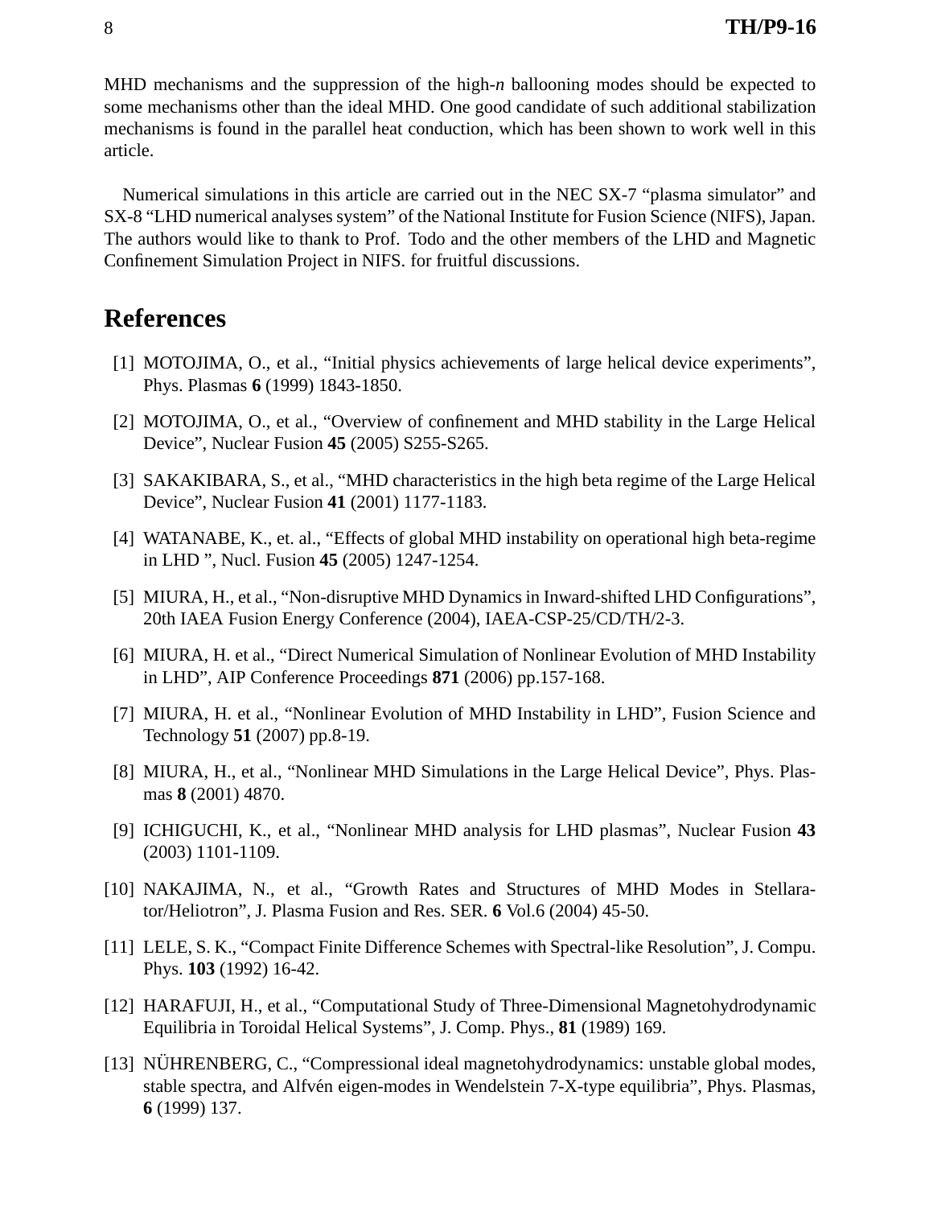MHD mechanisms and the suppression of the high-*n* ballooning modes should be expected to some mechanisms other than the ideal MHD. One good candidate of such additional stabilization mechanisms is found in the parallel heat conduction, which has been shown to work well in this article.

Numerical simulations in this article are carried out in the NEC SX-7 "plasma simulator" and SX-8 "LHD numerical analyses system" of the National Institute for Fusion Science (NIFS), Japan. The authors would like to thank to Prof. Todo and the other members of the LHD and Magnetic Confinement Simulation Project in NIFS. for fruitful discussions.

## References

[1] MOTOJIMA, O., et al., "Initial physics achievements of large helical device experiments", Phys. Plasmas **6** (1999) 1843-1850.

[2] MOTOJIMA, O., et al., "Overview of confinement and MHD stability in the Large Helical Device", Nuclear Fusion **45** (2005) S255-S265.

[3] SAKAKIBARA, S., et al., "MHD characteristics in the high beta regime of the Large Helical Device", Nuclear Fusion **41** (2001) 1177-1183.

[4] WATANABE, K., et. al., "Effects of global MHD instability on operational high beta-regime in LHD ", Nucl. Fusion **45** (2005) 1247-1254.

[5] MIURA, H., et al., "Non-disruptive MHD Dynamics in Inward-shifted LHD Configurations", 20th IAEA Fusion Energy Conference (2004), IAEA-CSP-25/CD/TH/2-3.

[6] MIURA, H. et al., "Direct Numerical Simulation of Nonlinear Evolution of MHD Instability in LHD", AIP Conference Proceedings **871** (2006) pp.157-168.

[7] MIURA, H. et al., "Nonlinear Evolution of MHD Instability in LHD", Fusion Science and Technology **51** (2007) pp.8-19.

[8] MIURA, H., et al., "Nonlinear MHD Simulations in the Large Helical Device", Phys. Plasmas **8** (2001) 4870.

[9] ICHIGUCHI, K., et al., "Nonlinear MHD analysis for LHD plasmas", Nuclear Fusion **43** (2003) 1101-1109.

[10] NAKAJIMA, N., et al., "Growth Rates and Structures of MHD Modes in Stellarator/Heliotron", J. Plasma Fusion and Res. SER. **6** Vol.6 (2004) 45-50.

[11] LELE, S. K., "Compact Finite Difference Schemes with Spectral-like Resolution", J. Compu. Phys. **103** (1992) 16-42.

[12] HARAFUJI, H., et al., "Computational Study of Three-Dimensional Magnetohydrodynamic Equilibria in Toroidal Helical Systems", J. Comp. Phys., **81** (1989) 169.

[13] NÜHRENBERG, C., "Compressional ideal magnetohydrodynamics: unstable global modes, stable spectra, and Alfvén eigen-modes in Wendelstein 7-X-type equilibria", Phys. Plasmas, **6** (1999) 137.